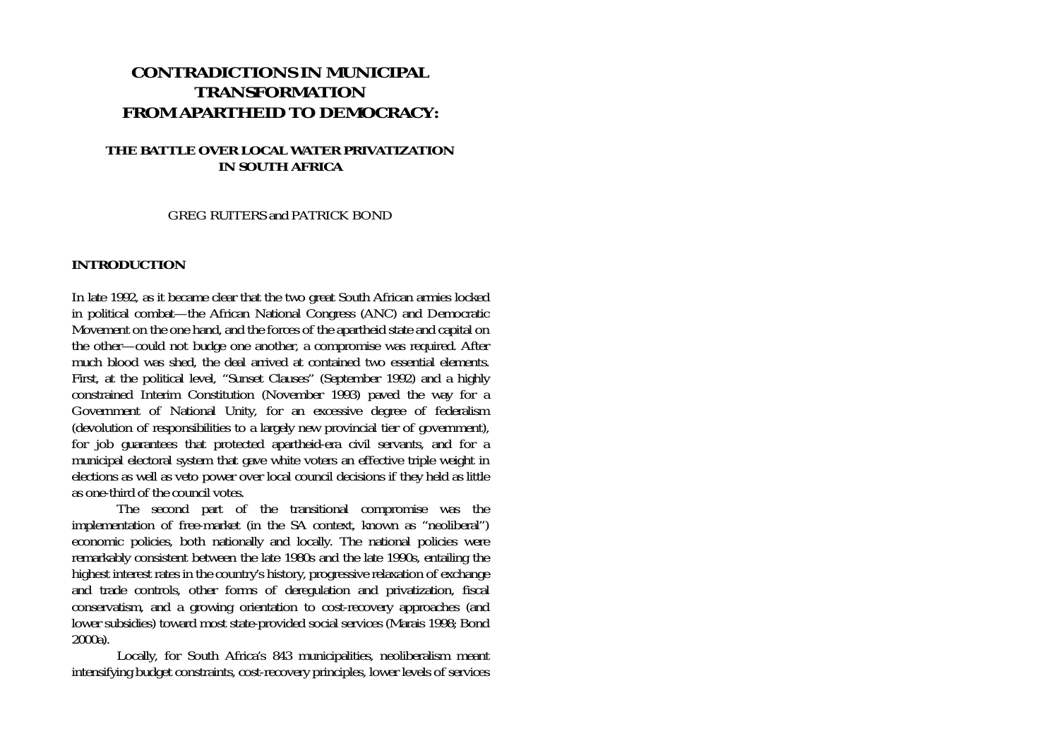# CONTRADICTIONS IN MUNICIPAL TRANSFORMATION FROM APARTHEID TO DEMOCRACY:

## THE BATTLE OVER LOCAL WATER PRIVATIZATION IN SOUTH AFRICA

GREG RUITERS and PATRICK BOND

### INTRODUCTION

In late 1992, as it became clear that the two great South African armies locked in political combat—the African National Congress (ANC) and Democratic Movement on the one hand, and the forces of the apartheid state and capital on the other—could not budge one another, a compromise was required. After much blood was shed, the deal arrived at contained two essential elements. First, at the political level, "Sunset Clauses" (September 1992) and a highly constrained Interim Constitution (November 1993) paved the way for a Government of National Unity, for an excessive degree of federalism (devolution of responsibilities to a largely new provincial tier of government), for job guarantees that protected apartheid-era civil servants, and for a municipal electoral system that gave white voters an effective triple weight in elections as well as veto power over local council decisions if they held as little as one-third of the council votes.

The second part of the transitional compromise was the implementation of free-market (in the SA context, known as "neoliberal") economic policies, both nationally and locally. The national policies were remarkably consistent between the late 1980s and the late 1990s, entailing the highest interest rates in the country's history, progressive relaxation of exchange and trade controls, other forms of deregulation and privatization, fiscal conservatism, and a growing orientation to cost-recovery approaches (and lower subsidies) toward most state-provided social services (Marais 1998; Bond 2000a).

Locally, for South Africa's 843 municipalities, neoliberalism meant intensifying budget constraints, cost-recovery principles, lower levels of services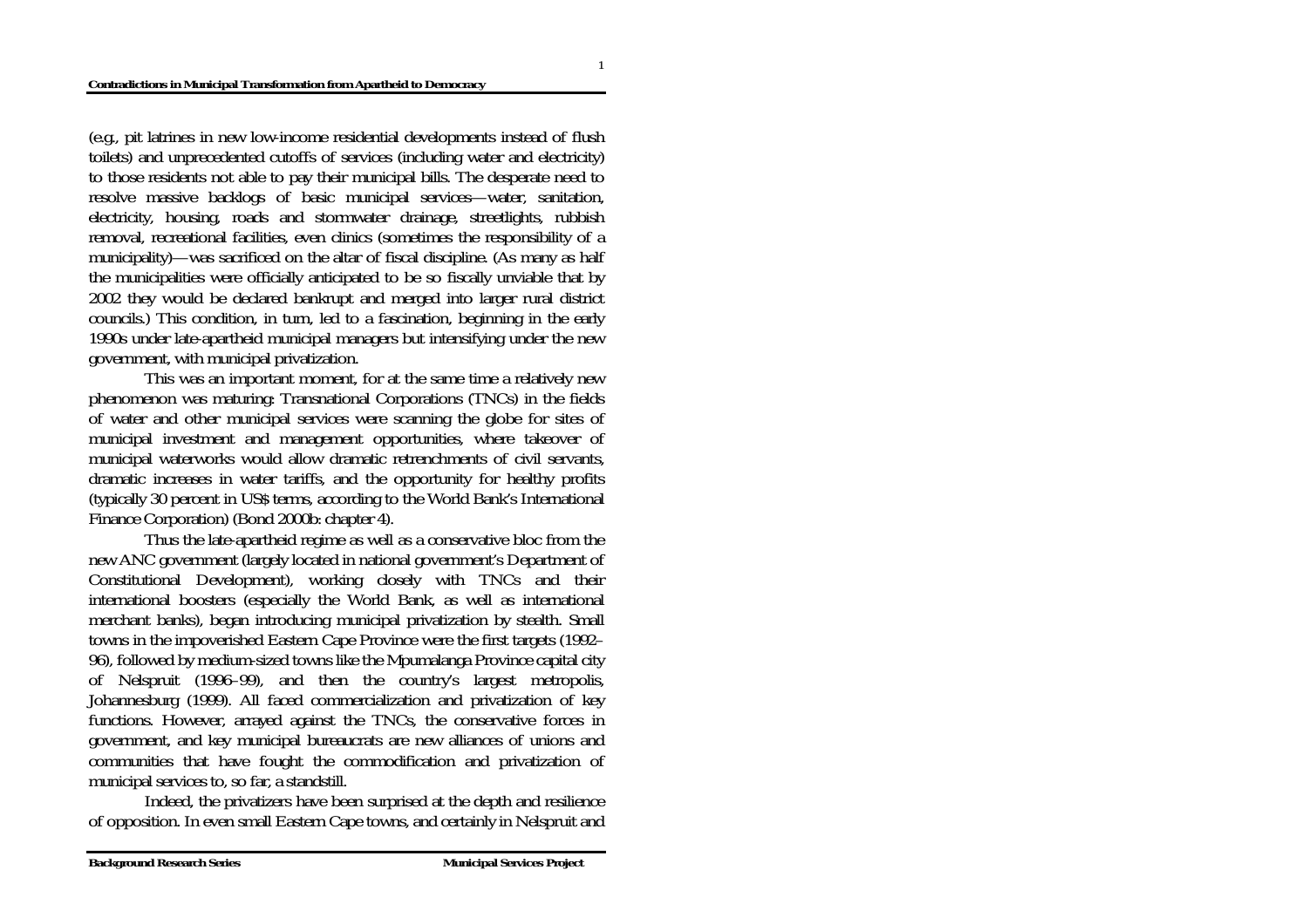(e.g., pit latrines in new low-income residential developments instead of flush toilets) and unprecedented cutoffs of services (including water and electricity) to those residents not able to pay their municipal bills. The desperate need to resolve massive backlogs of basic municipal services—water, sanitation, electricity, housing, roads and stormwater drainage, streetlights, rubbish removal, recreational facilities, even clinics (sometimes the responsibility of a municipality)—was sacrificed on the altar of fiscal discipline. (As many as half the municipalities were officially anticipated to be so fiscally unviable that by 2002 they would be declared bankrupt and merged into larger rural district councils.) This condition, in turn, led to a fascination, beginning in the early 1990s under late-apartheid municipal managers but intensifying under the new government, with municipal privatization.

This was an important moment, for at the same time a relatively new phenomenon was maturing: Transnational Corporations (TNCs) in the fields of water and other municipal services were scanning the globe for sites of municipal investment and management opportunities, where takeover of municipal waterworks would allow dramatic retrenchments of civil servants, dramatic increases in water tariffs, and the opportunity for healthy profits (typically 30 percent in US$ terms, according to the World Bank's International Finance Corporation) (Bond 2000b: chapter 4).

Thus the late-apartheid regime as well as a conservative bloc from the new ANC government (largely located in national government's Department of Constitutional Development), working closely with TNCs and their international boosters (especially the World Bank, as well as international merchant banks), began introducing municipal privatization by stealth. Small towns in the impoverished Eastern Cape Province were the first targets (1992–96), followed by medium-sized towns like the Mpumalanga Province capital city of Nelspruit (1996–99), and then the country's largest metropolis, Johannesburg (1999). All faced commercialization and privatization of key functions. However, arrayed against the TNCs, the conservative forces in government, and key municipal bureaucrats are new alliances of unions and communities that have fought the commodification and privatization of municipal services to, so far, a standstill.

Indeed, the privatizers have been surprised at the depth and resilience of opposition. In even small Eastern Cape towns, and certainly in Nelspruit and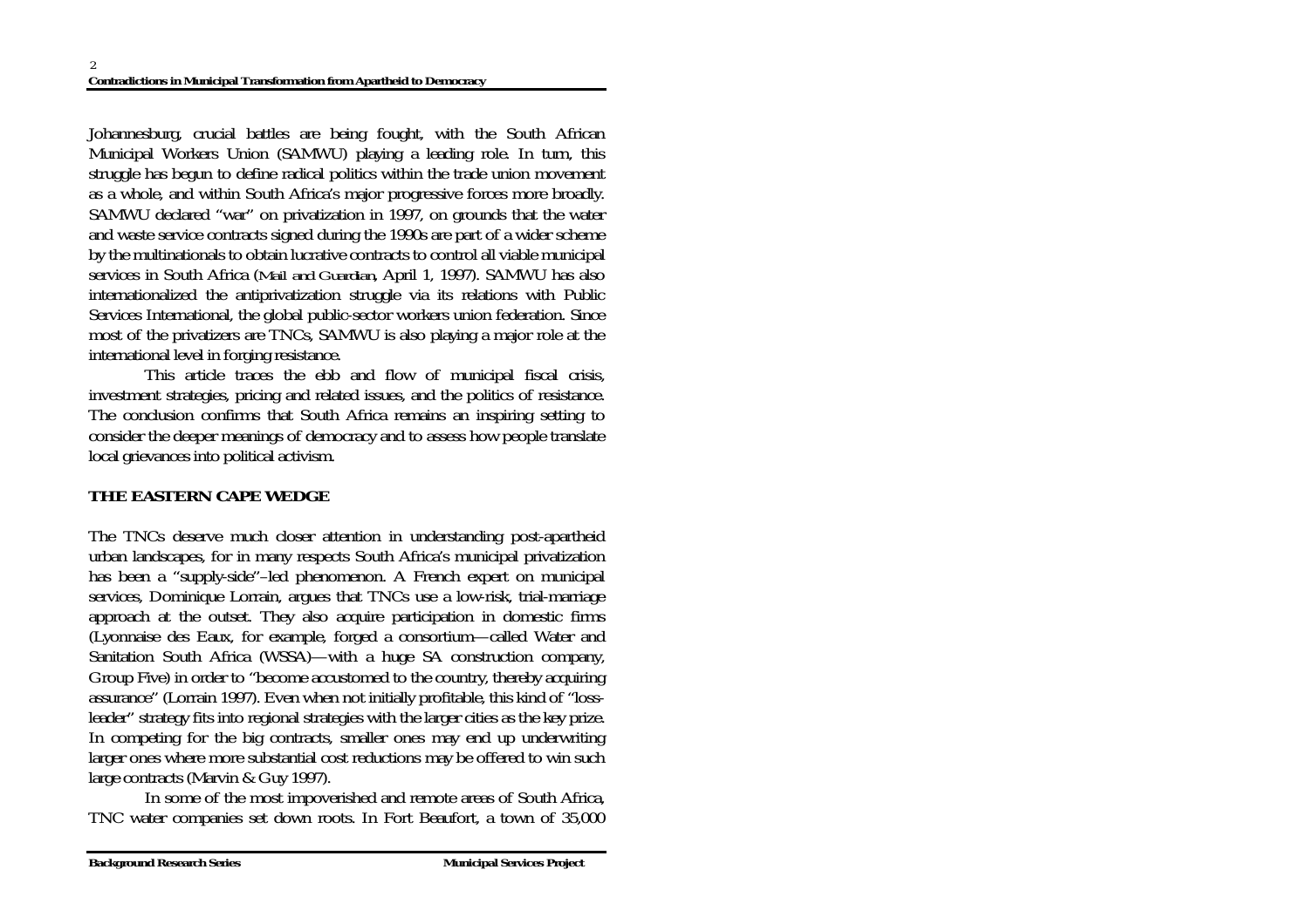Johannesburg, crucial battles are being fought, with the South African Municipal Workers Union (SAMWU) playing a leading role. In turn, this struggle has begun to define radical politics within the trade union movement as a whole, and within South Africa's major progressive forces more broadly. SAMWU declared "war" on privatization in 1997, on grounds that the water and waste service contracts signed during the 1990s are part of a wider scheme by the multinationals to obtain lucrative contracts to control all viable municipal services in South Africa (*Mail and Guardian*, April 1, 1997). SAMWU has also internationalized the antiprivatization struggle via its relations with Public Services International, the global public-sector workers union federation. Since most of the privatizers are TNCs, SAMWU is also playing a major role at the international level in forging resistance.

This article traces the ebb and flow of municipal fiscal crisis, investment strategies, pricing and related issues, and the politics of resistance. The conclusion confirms that South Africa remains an inspiring setting to consider the deeper meanings of democracy and to assess how people translate local grievances into political activism.

## THE EASTERN CAPE WEDGE

The TNCs deserve much closer attention in understanding post-apartheid urban landscapes, for in many respects South Africa's municipal privatization has been a "supply-side"–led phenomenon. A French expert on municipal services, Dominique Lorrain, argues that TNCs use a low-risk, trial-marriage approach at the outset. They also acquire participation in domestic firms (Lyonnaise des Eaux, for example, forged a consortium—called Water and Sanitation South Africa (WSSA)—with a huge SA construction company, Group Five) in order to "become accustomed to the country, thereby acquiring assurance" (Lorrain 1997). Even when not initially profitable, this kind of "loss-leader" strategy fits into regional strategies with the larger cities as the key prize. In competing for the big contracts, smaller ones may end up underwriting larger ones where more substantial cost reductions may be offered to win such large contracts (Marvin & Guy 1997).

In some of the most impoverished and remote areas of South Africa, TNC water companies set down roots. In Fort Beaufort, a town of 35,000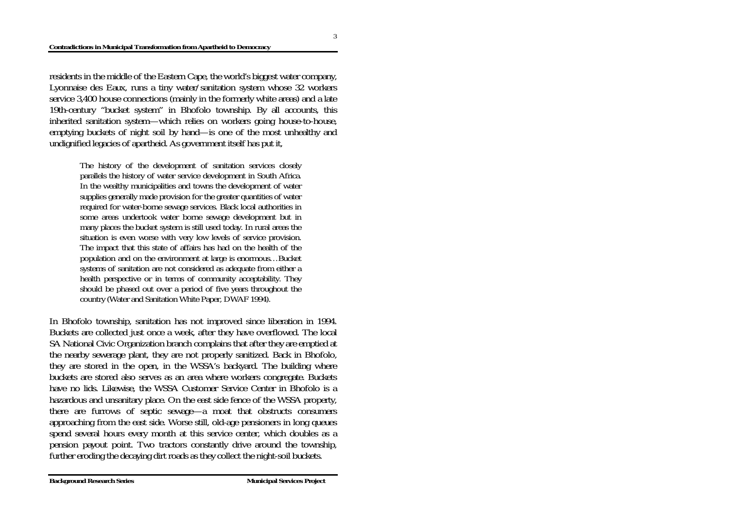residents in the middle of the Eastern Cape, the world's biggest water company, Lyonnaise des Eaux, runs a tiny water/sanitation system whose 32 workers service 3,400 house connections (mainly in the formerly white areas) and a late 19th-century "bucket system" in Bhofolo township. By all accounts, this inherited sanitation system—which relies on workers going house-to-house, emptying buckets of night soil by hand—is one of the most unhealthy and undignified legacies of apartheid. As government itself has put it,

> The history of the development of sanitation services closely parallels the history of water service development in South Africa. In the wealthy municipalities and towns the development of water supplies generally made provision for the greater quantities of water required for water-borne sewage services. Black local authorities in some areas undertook water borne sewage development but in many places the bucket system is still used today. In rural areas the situation is even worse with very low levels of service provision. The impact that this state of affairs has had on the health of the population and on the environment at large is enormous…Bucket systems of sanitation are not considered as adequate from either a health perspective or in terms of community acceptability. They should be phased out over a period of five years throughout the country (Water and Sanitation White Paper, DWAF 1994).

In Bhofolo township, sanitation has not improved since liberation in 1994. Buckets are collected just once a week, after they have overflowed. The local SA National Civic Organization branch complains that after they are emptied at the nearby sewerage plant, they are not properly sanitized. Back in Bhofolo, they are stored in the open, in the WSSA's backyard. The building where buckets are stored also serves as an area where workers congregate. Buckets have no lids. Likewise, the WSSA Customer Service Center in Bhofolo is a hazardous and unsanitary place. On the east side fence of the WSSA property, there are furrows of septic sewage—a moat that obstructs consumers approaching from the east side. Worse still, old-age pensioners in long queues spend several hours every month at this service center, which doubles as a pension payout point. Two tractors constantly drive around the township, further eroding the decaying dirt roads as they collect the night-soil buckets.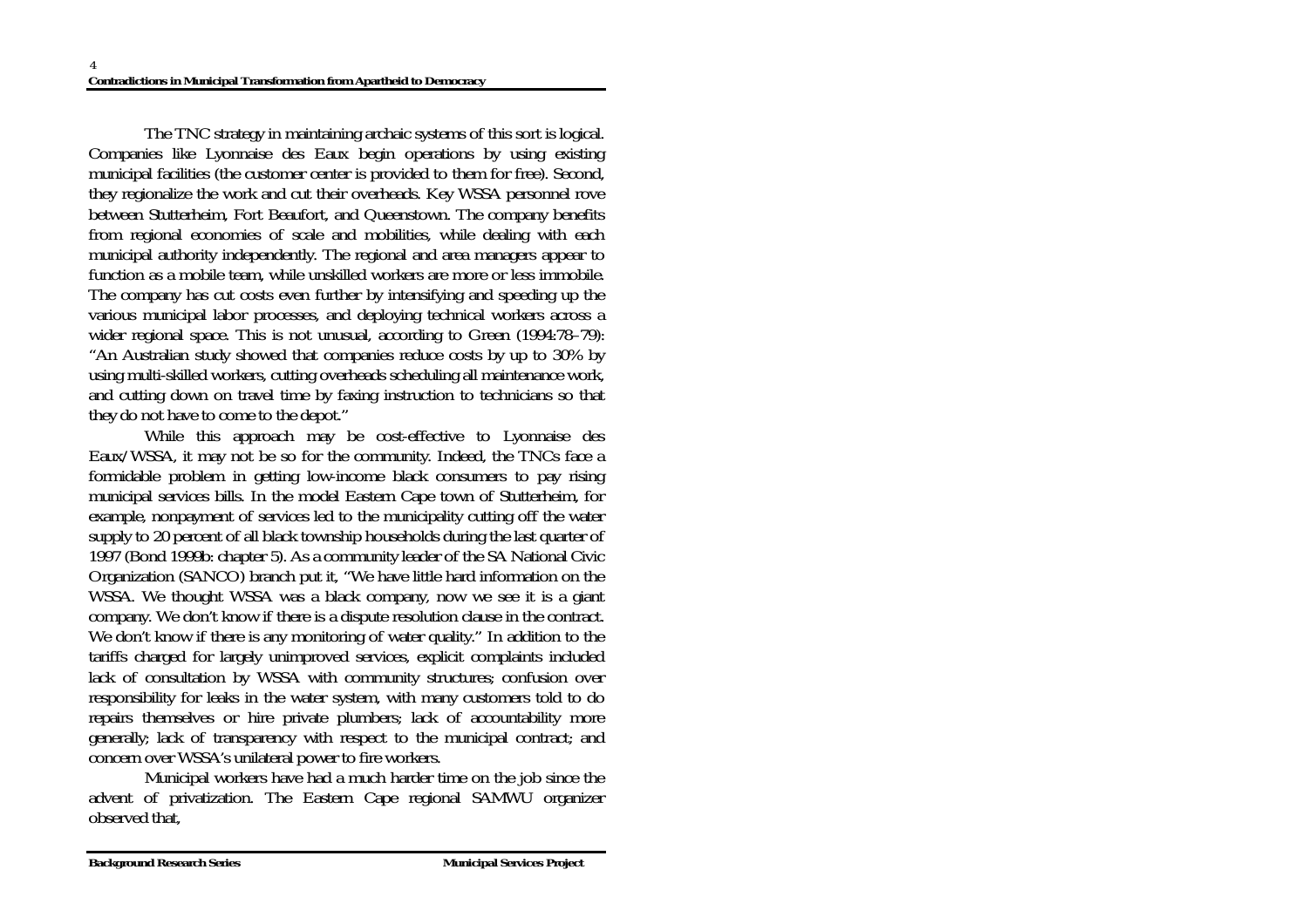The TNC strategy in maintaining archaic systems of this sort is logical. Companies like Lyonnaise des Eaux begin operations by using existing municipal facilities (the customer center is provided to them for free). Second, they regionalize the work and cut their overheads. Key WSSA personnel rove between Stutterheim, Fort Beaufort, and Queenstown. The company benefits from regional economies of scale and mobilities, while dealing with each municipal authority independently. The regional and area managers appear to function as a mobile team, while unskilled workers are more or less immobile. The company has cut costs even further by intensifying and speeding up the various municipal labor processes, and deploying technical workers across a wider regional space. This is not unusual, according to Green (1994:78–79): "An Australian study showed that companies reduce costs by up to 30% by using multi-skilled workers, cutting overheads scheduling all maintenance work, and cutting down on travel time by faxing instruction to technicians so that they do not have to come to the depot."

While this approach may be cost-effective to Lyonnaise des Eaux/WSSA, it may not be so for the community. Indeed, the TNCs face a formidable problem in getting low-income black consumers to pay rising municipal services bills. In the model Eastern Cape town of Stutterheim, for example, nonpayment of services led to the municipality cutting off the water supply to 20 percent of all black township households during the last quarter of 1997 (Bond 1999b: chapter 5). As a community leader of the SA National Civic Organization (SANCO) branch put it, "We have little hard information on the WSSA. We thought WSSA was a black company, now we see it is a giant company. We don't know if there is a dispute resolution clause in the contract. We don't know if there is any monitoring of water quality." In addition to the tariffs charged for largely unimproved services, explicit complaints included lack of consultation by WSSA with community structures; confusion over responsibility for leaks in the water system, with many customers told to do repairs themselves or hire private plumbers; lack of accountability more generally; lack of transparency with respect to the municipal contract; and concern over WSSA's unilateral power to fire workers.

Municipal workers have had a much harder time on the job since the advent of privatization. The Eastern Cape regional SAMWU organizer observed that,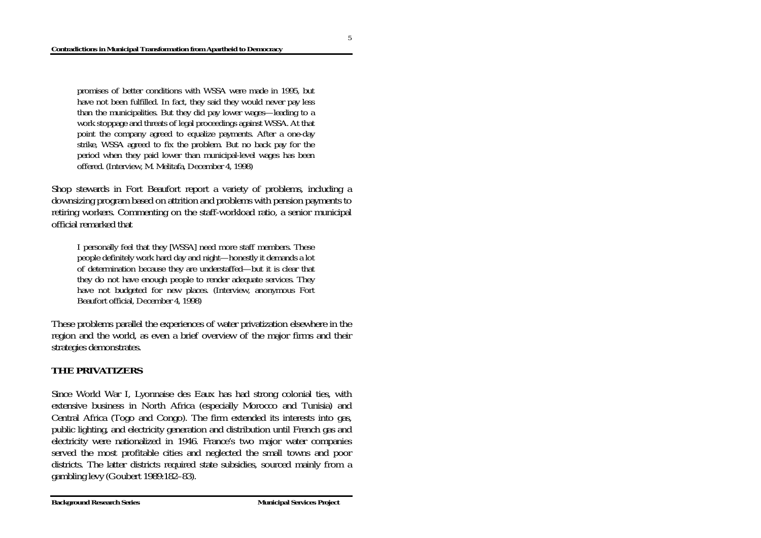> promises of better conditions with WSSA were made in 1995, but have not been fulfilled. In fact, they said they would never pay less than the municipalities. But they did pay lower wages—leading to a work stoppage and threats of legal proceedings against WSSA. At that point the company agreed to equalize payments. After a one-day strike, WSSA agreed to fix the problem. But no back pay for the period when they paid lower than municipal-level wages has been offered. (Interview, M. Melitafa, December 4, 1998)

Shop stewards in Fort Beaufort report a variety of problems, including a downsizing program based on attrition and problems with pension payments to retiring workers. Commenting on the staff-workload ratio, a senior municipal official remarked that

> I personally feel that they [WSSA] need more staff members. These people definitely work hard day and night—honestly it demands a lot of determination because they are understaffed—but it is clear that they do not have enough people to render adequate services. They have not budgeted for new places. (Interview, anonymous Fort Beaufort official, December 4, 1998)

These problems parallel the experiences of water privatization elsewhere in the region and the world, as even a brief overview of the major firms and their strategies demonstrates.

## THE PRIVATIZERS

Since World War I, Lyonnaise des Eaux has had strong colonial ties, with extensive business in North Africa (especially Morocco and Tunisia) and Central Africa (Togo and Congo). The firm extended its interests into gas, public lighting, and electricity generation and distribution until French gas and electricity were nationalized in 1946. France's two major water companies served the most profitable cities and neglected the small towns and poor districts. The latter districts required state subsidies, sourced mainly from a gambling levy (Goubert 1989:182–83).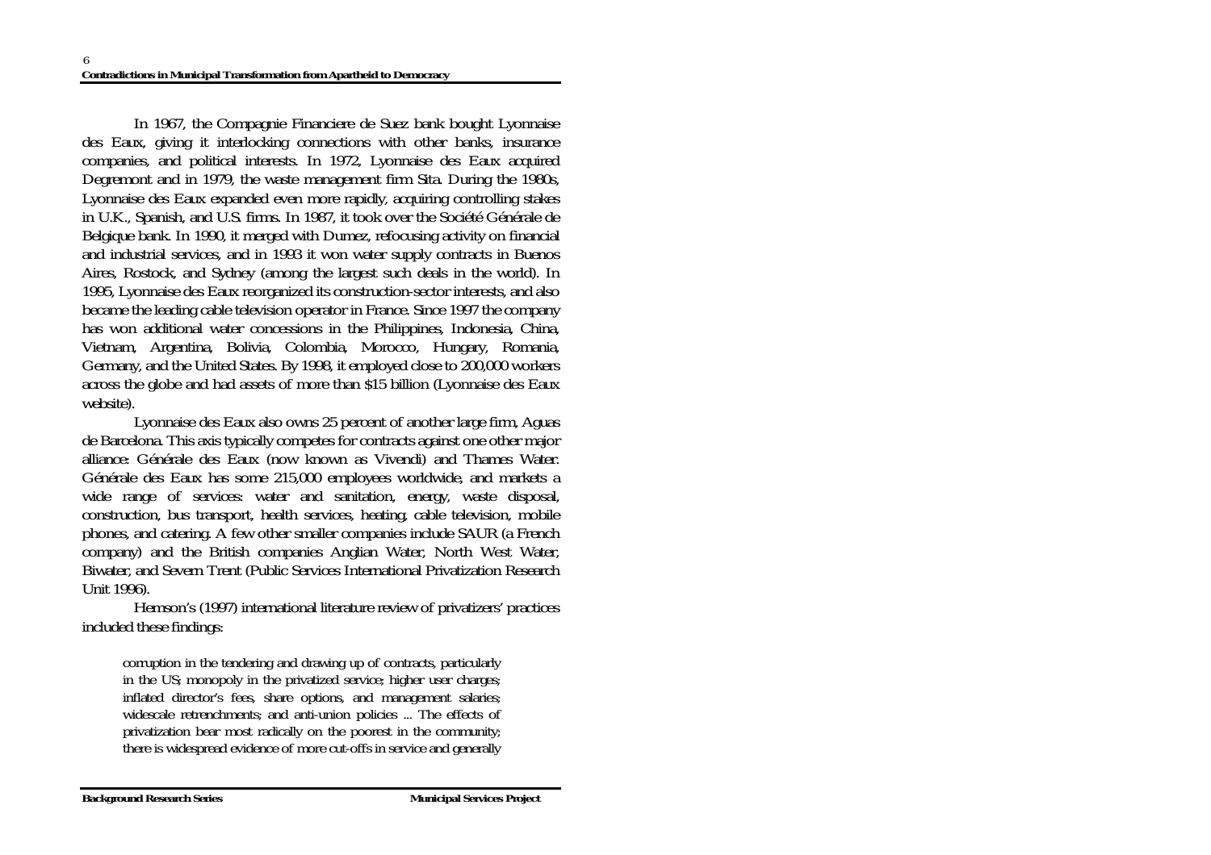In 1967, the Compagnie Financiere de Suez bank bought Lyonnaise des Eaux, giving it interlocking connections with other banks, insurance companies, and political interests. In 1972, Lyonnaise des Eaux acquired Degremont and in 1979, the waste management firm Sita. During the 1980s, Lyonnaise des Eaux expanded even more rapidly, acquiring controlling stakes in U.K., Spanish, and U.S. firms. In 1987, it took over the Société Générale de Belgique bank. In 1990, it merged with Dumez, refocusing activity on financial and industrial services, and in 1993 it won water supply contracts in Buenos Aires, Rostock, and Sydney (among the largest such deals in the world). In 1995, Lyonnaise des Eaux reorganized its construction-sector interests, and also became the leading cable television operator in France. Since 1997 the company has won additional water concessions in the Philippines, Indonesia, China, Vietnam, Argentina, Bolivia, Colombia, Morocco, Hungary, Romania, Germany, and the United States. By 1998, it employed close to 200,000 workers across the globe and had assets of more than $15 billion (Lyonnaise des Eaux website).

Lyonnaise des Eaux also owns 25 percent of another large firm, Aguas de Barcelona. This axis typically competes for contracts against one other major alliance: Générale des Eaux (now known as Vivendi) and Thames Water. Générale des Eaux has some 215,000 employees worldwide, and markets a wide range of services: water and sanitation, energy, waste disposal, construction, bus transport, health services, heating, cable television, mobile phones, and catering. A few other smaller companies include SAUR (a French company) and the British companies Anglian Water, North West Water, Biwater, and Severn Trent (Public Services International Privatization Research Unit 1996).

Hemson's (1997) international literature review of privatizers' practices included these findings:

> corruption in the tendering and drawing up of contracts, particularly in the US; monopoly in the privatized service; higher user charges; inflated director's fees, share options, and management salaries; widescale retrenchments; and anti-union policies ... The effects of privatization bear most radically on the poorest in the community; there is widespread evidence of more cut-offs in service and generally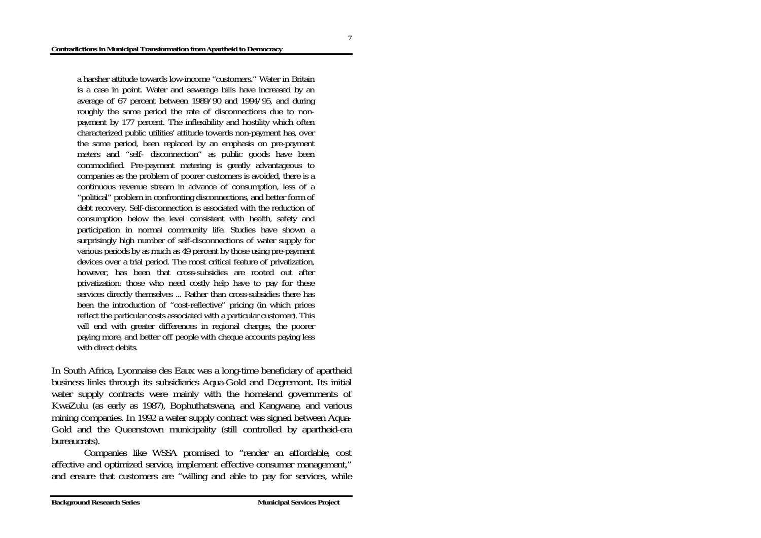> a harsher attitude towards low-income "customers." Water in Britain is a case in point. Water and sewerage bills have increased by an average of 67 percent between 1989/90 and 1994/95, and during roughly the same period the rate of disconnections due to non-payment by 177 percent. The inflexibility and hostility which often characterized public utilities' attitude towards non-payment has, over the same period, been replaced by an emphasis on pre-payment meters and "self- disconnection" as public goods have been commodified. Pre-payment metering is greatly advantageous to companies as the problem of poorer customers is avoided, there is a continuous revenue stream in advance of consumption, less of a "political" problem in confronting disconnections, and better form of debt recovery. Self-disconnection is associated with the reduction of consumption below the level consistent with health, safety and participation in normal community life. Studies have shown a surprisingly high number of self-disconnections of water supply for various periods by as much as 49 percent by those using pre-payment devices over a trial period. The most critical feature of privatization, however, has been that cross-subsidies are rooted out after privatization: those who need costly help have to pay for these services directly themselves ... Rather than cross-subsidies there has been the introduction of "cost-reflective" pricing (in which prices reflect the particular costs associated with a particular customer). This will end with greater differences in regional charges, the poorer paying more, and better off people with cheque accounts paying less with direct debits.

In South Africa, Lyonnaise des Eaux was a long-time beneficiary of apartheid business links through its subsidiaries Aqua-Gold and Degremont. Its initial water supply contracts were mainly with the homeland governments of KwaZulu (as early as 1987), Bophuthatswana, and Kangwane, and various mining companies. In 1992 a water supply contract was signed between Aqua-Gold and the Queenstown municipality (still controlled by apartheid-era bureaucrats).

Companies like WSSA promised to "render an affordable, cost affective and optimized service, implement effective consumer management," and ensure that customers are "willing and able to pay for services, while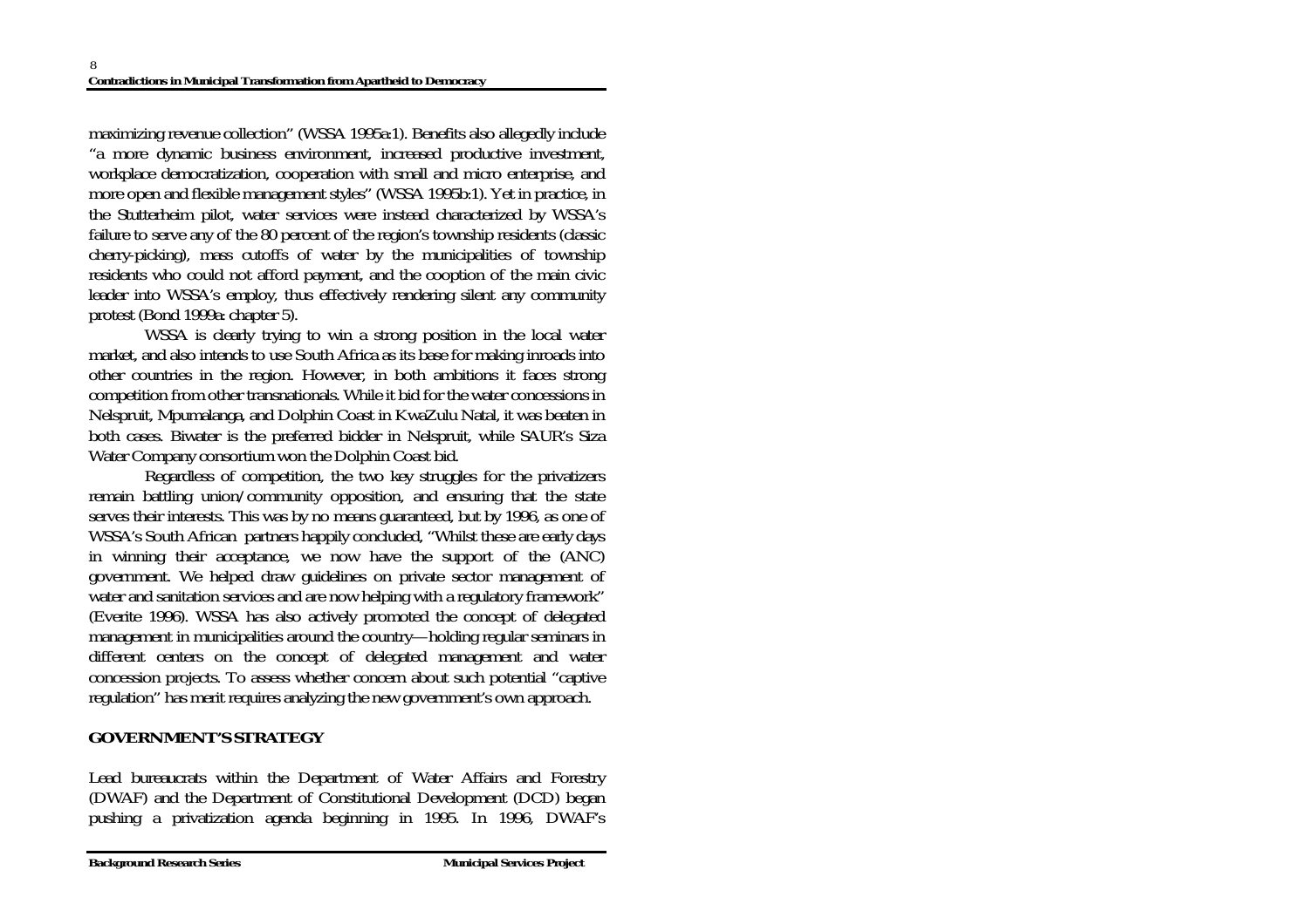maximizing revenue collection" (WSSA 1995a:1). Benefits also allegedly include "a more dynamic business environment, increased productive investment, workplace democratization, cooperation with small and micro enterprise, and more open and flexible management styles" (WSSA 1995b:1). Yet in practice, in the Stutterheim pilot, water services were instead characterized by WSSA's failure to serve any of the 80 percent of the region's township residents (classic cherry-picking), mass cutoffs of water by the municipalities of township residents who could not afford payment, and the cooption of the main civic leader into WSSA's employ, thus effectively rendering silent any community protest (Bond 1999a: chapter 5).

WSSA is clearly trying to win a strong position in the local water market, and also intends to use South Africa as its base for making inroads into other countries in the region. However, in both ambitions it faces strong competition from other transnationals. While it bid for the water concessions in Nelspruit, Mpumalanga, and Dolphin Coast in KwaZulu Natal, it was beaten in both cases. Biwater is the preferred bidder in Nelspruit, while SAUR's Siza Water Company consortium won the Dolphin Coast bid.

Regardless of competition, the two key struggles for the privatizers remain battling union/community opposition, and ensuring that the state serves their interests. This was by no means guaranteed, but by 1996, as one of WSSA's South African partners happily concluded, "Whilst these are early days in winning their acceptance, we now have the support of the (ANC) government. We helped draw guidelines on private sector management of water and sanitation services and are now helping with a regulatory framework" (Everite 1996). WSSA has also actively promoted the concept of delegated management in municipalities around the country—holding regular seminars in different centers on the concept of delegated management and water concession projects. To assess whether concern about such potential "captive regulation" has merit requires analyzing the new government's own approach.

## GOVERNMENT'S STRATEGY

Lead bureaucrats within the Department of Water Affairs and Forestry (DWAF) and the Department of Constitutional Development (DCD) began pushing a privatization agenda beginning in 1995. In 1996, DWAF's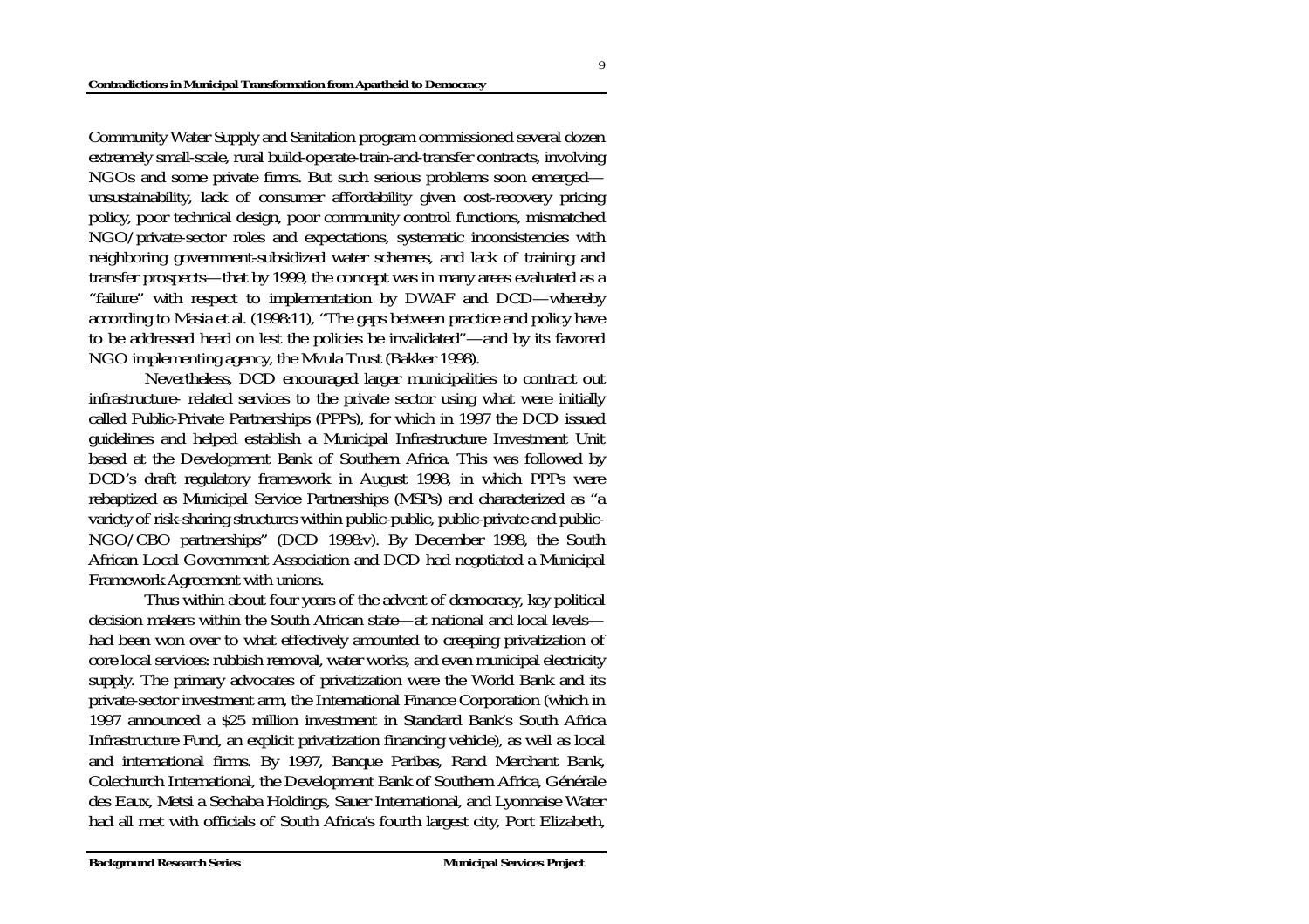Community Water Supply and Sanitation program commissioned several dozen extremely small-scale, rural build-operate-train-and-transfer contracts, involving NGOs and some private firms. But such serious problems soon emerged—unsustainability, lack of consumer affordability given cost-recovery pricing policy, poor technical design, poor community control functions, mismatched NGO/private-sector roles and expectations, systematic inconsistencies with neighboring government-subsidized water schemes, and lack of training and transfer prospects—that by 1999, the concept was in many areas evaluated as a "failure" with respect to implementation by DWAF and DCD—whereby according to Masia et al. (1998:11), "The gaps between practice and policy have to be addressed head on lest the policies be invalidated"—and by its favored NGO implementing agency, the Mvula Trust (Bakker 1998).

Nevertheless, DCD encouraged larger municipalities to contract out infrastructure- related services to the private sector using what were initially called Public-Private Partnerships (PPPs), for which in 1997 the DCD issued guidelines and helped establish a Municipal Infrastructure Investment Unit based at the Development Bank of Southern Africa. This was followed by DCD's draft regulatory framework in August 1998, in which PPPs were rebaptized as Municipal Service Partnerships (MSPs) and characterized as "a variety of risk-sharing structures within public-public, public-private and public-NGO/CBO partnerships" (DCD 1998:v). By December 1998, the South African Local Government Association and DCD had negotiated a Municipal Framework Agreement with unions.

Thus within about four years of the advent of democracy, key political decision makers within the South African state—at national and local levels—had been won over to what effectively amounted to creeping privatization of core local services: rubbish removal, water works, and even municipal electricity supply. The primary advocates of privatization were the World Bank and its private-sector investment arm, the International Finance Corporation (which in 1997 announced a $25 million investment in Standard Bank's South Africa Infrastructure Fund, an explicit privatization financing vehicle), as well as local and international firms. By 1997, Banque Paribas, Rand Merchant Bank, Colechurch International, the Development Bank of Southern Africa, Générale des Eaux, Metsi a Sechaba Holdings, Sauer International, and Lyonnaise Water had all met with officials of South Africa's fourth largest city, Port Elizabeth,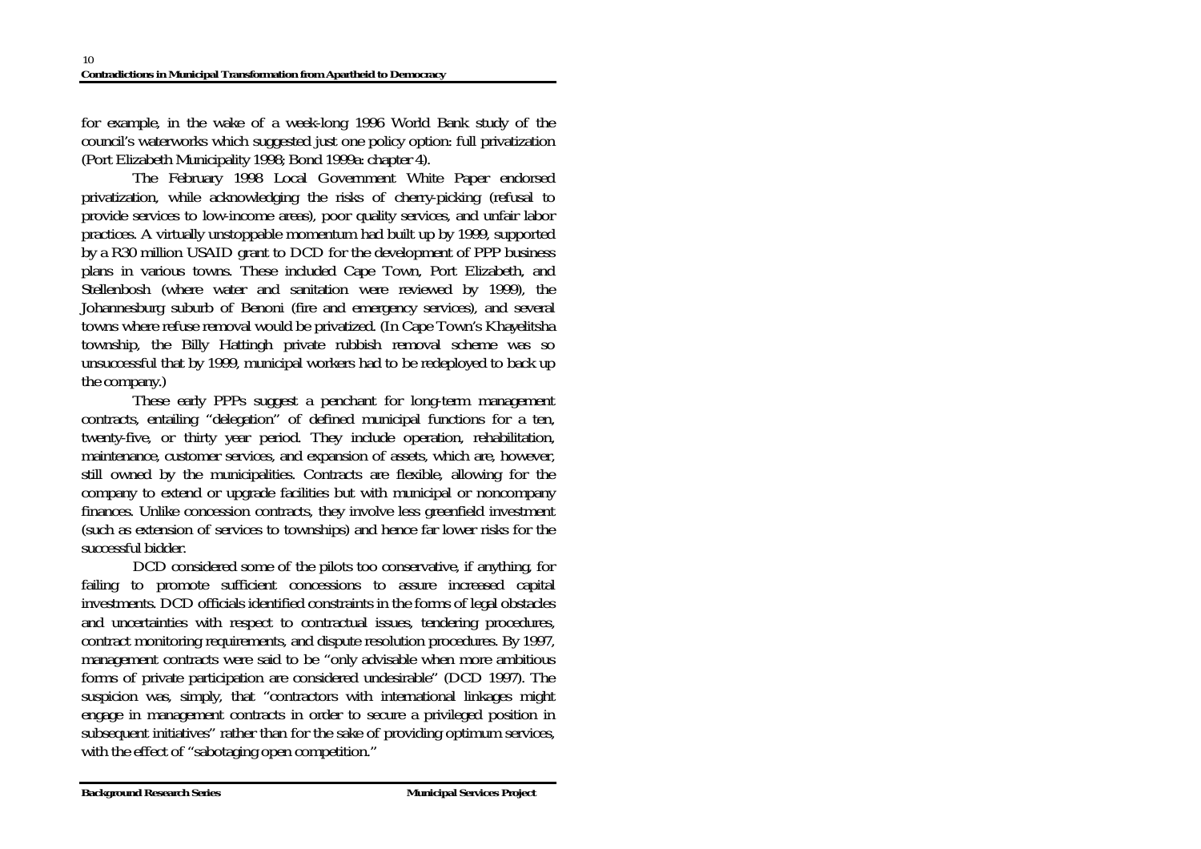for example, in the wake of a week-long 1996 World Bank study of the council's waterworks which suggested just one policy option: full privatization (Port Elizabeth Municipality 1998; Bond 1999a: chapter 4).

The February 1998 Local Government White Paper endorsed privatization, while acknowledging the risks of cherry-picking (refusal to provide services to low-income areas), poor quality services, and unfair labor practices. A virtually unstoppable momentum had built up by 1999, supported by a R30 million USAID grant to DCD for the development of PPP business plans in various towns. These included Cape Town, Port Elizabeth, and Stellenbosh (where water and sanitation were reviewed by 1999), the Johannesburg suburb of Benoni (fire and emergency services), and several towns where refuse removal would be privatized. (In Cape Town's Khayelitsha township, the Billy Hattingh private rubbish removal scheme was so unsuccessful that by 1999, municipal workers had to be redeployed to back up the company.)

These early PPPs suggest a penchant for long-term management contracts, entailing "delegation" of defined municipal functions for a ten, twenty-five, or thirty year period. They include operation, rehabilitation, maintenance, customer services, and expansion of assets, which are, however, still owned by the municipalities. Contracts are flexible, allowing for the company to extend or upgrade facilities but with municipal or noncompany finances. Unlike concession contracts, they involve less greenfield investment (such as extension of services to townships) and hence far lower risks for the successful bidder.

DCD considered some of the pilots too conservative, if anything, for failing to promote sufficient concessions to assure increased capital investments. DCD officials identified constraints in the forms of legal obstacles and uncertainties with respect to contractual issues, tendering procedures, contract monitoring requirements, and dispute resolution procedures. By 1997, management contracts were said to be "only advisable when more ambitious forms of private participation are considered undesirable" (DCD 1997). The suspicion was, simply, that "contractors with international linkages might engage in management contracts in order to secure a privileged position in subsequent initiatives" rather than for the sake of providing optimum services, with the effect of "sabotaging open competition."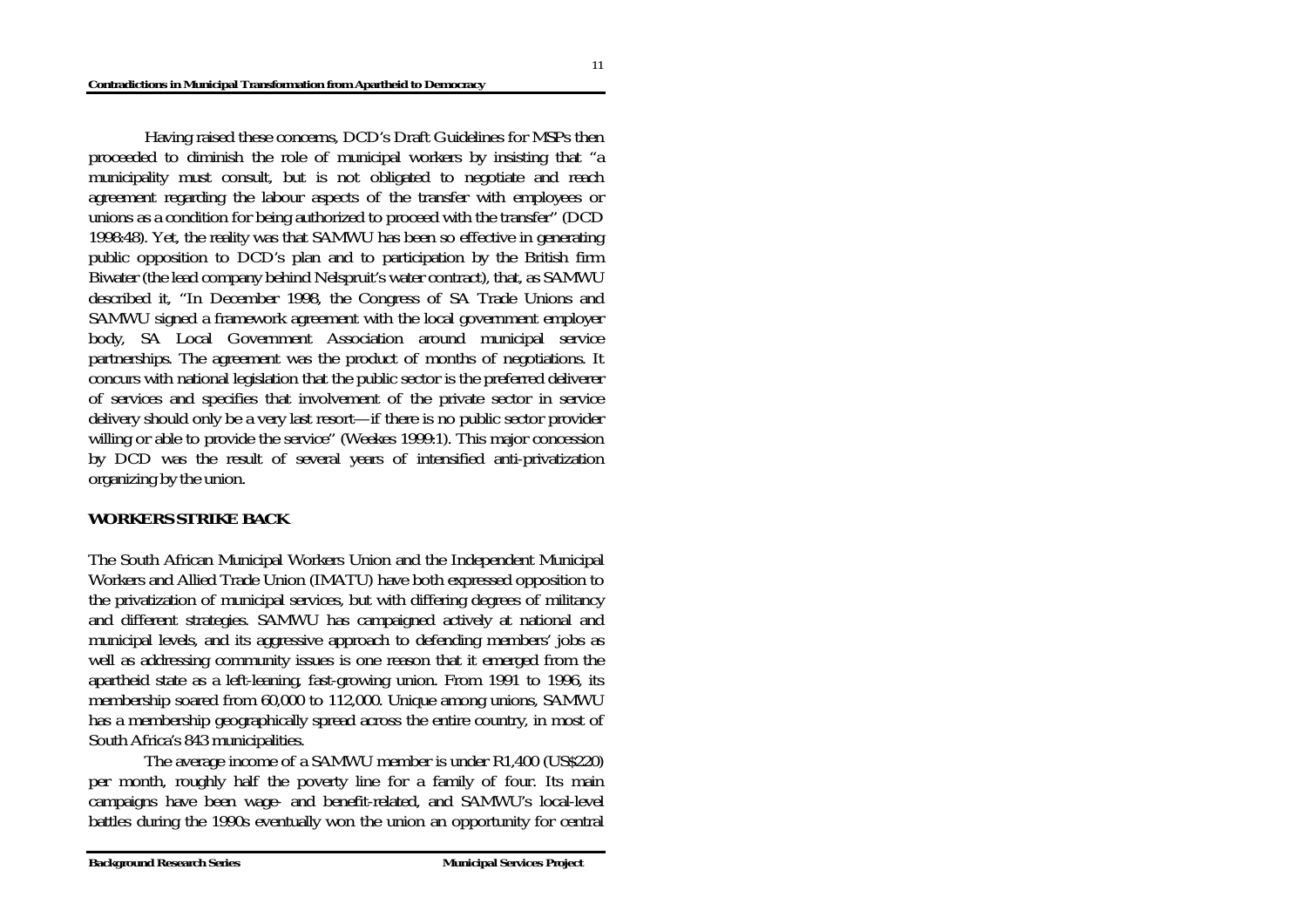Having raised these concerns, DCD's Draft Guidelines for MSPs then proceeded to diminish the role of municipal workers by insisting that "a municipality must consult, but is not obligated to negotiate and reach agreement regarding the labour aspects of the transfer with employees or unions as a condition for being authorized to proceed with the transfer" (DCD 1998:48). Yet, the reality was that SAMWU has been so effective in generating public opposition to DCD's plan and to participation by the British firm Biwater (the lead company behind Nelspruit's water contract), that, as SAMWU described it, "In December 1998, the Congress of SA Trade Unions and SAMWU signed a framework agreement with the local government employer body, SA Local Government Association around municipal service partnerships. The agreement was the product of months of negotiations. It concurs with national legislation that the public sector is the preferred deliverer of services and specifies that involvement of the private sector in service delivery should only be a very last resort—if there is no public sector provider willing or able to provide the service" (Weekes 1999:1). This major concession by DCD was the result of several years of intensified anti-privatization organizing by the union.

## WORKERS STRIKE BACK

The South African Municipal Workers Union and the Independent Municipal Workers and Allied Trade Union (IMATU) have both expressed opposition to the privatization of municipal services, but with differing degrees of militancy and different strategies. SAMWU has campaigned actively at national and municipal levels, and its aggressive approach to defending members' jobs as well as addressing community issues is one reason that it emerged from the apartheid state as a left-leaning, fast-growing union. From 1991 to 1996, its membership soared from 60,000 to 112,000. Unique among unions, SAMWU has a membership geographically spread across the entire country, in most of South Africa's 843 municipalities.

The average income of a SAMWU member is under R1,400 (US$220) per month, roughly half the poverty line for a family of four. Its main campaigns have been wage- and benefit-related, and SAMWU's local-level battles during the 1990s eventually won the union an opportunity for central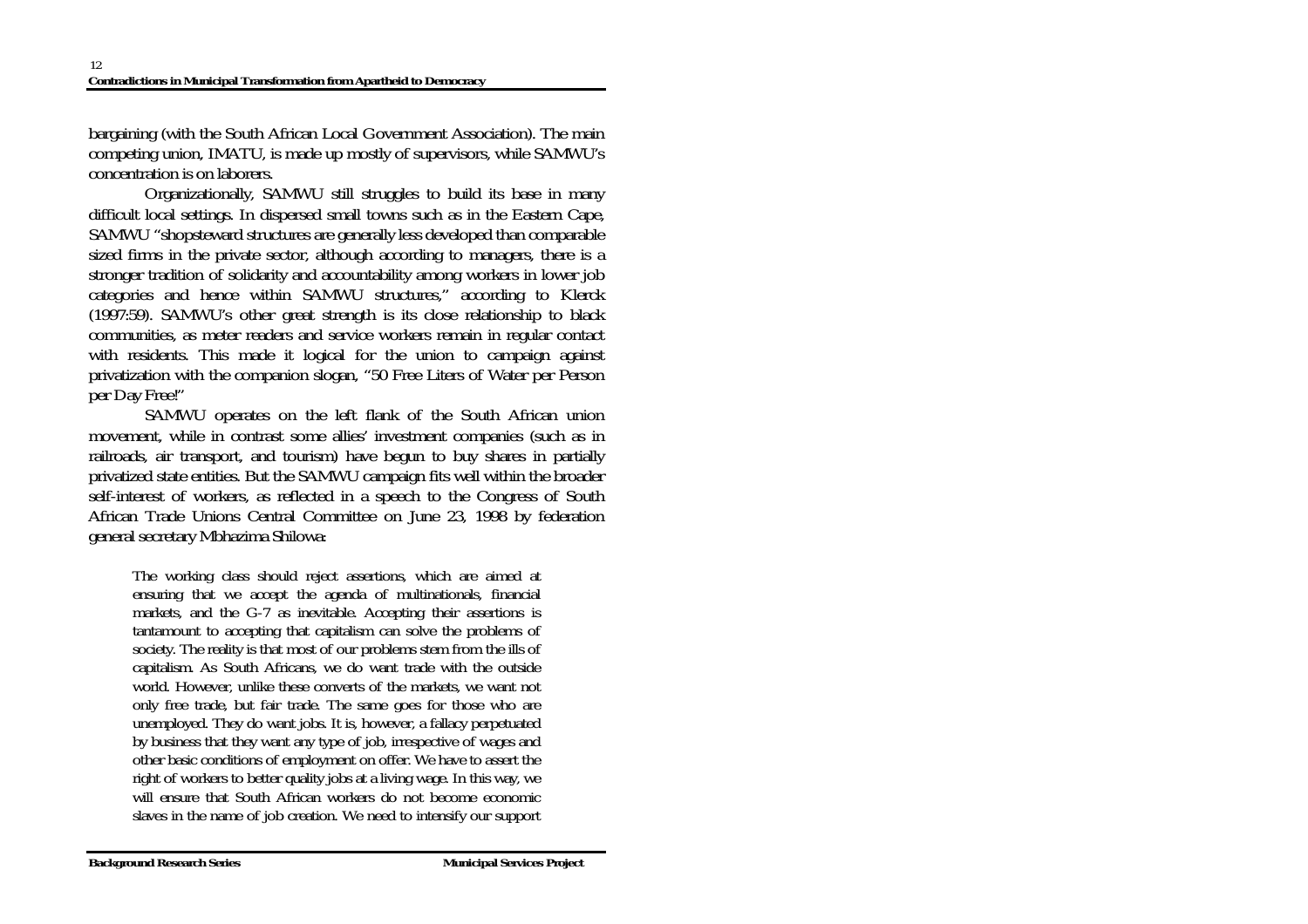bargaining (with the South African Local Government Association). The main competing union, IMATU, is made up mostly of supervisors, while SAMWU's concentration is on laborers.

Organizationally, SAMWU still struggles to build its base in many difficult local settings. In dispersed small towns such as in the Eastern Cape, SAMWU "shopsteward structures are generally less developed than comparable sized firms in the private sector, although according to managers, there is a stronger tradition of solidarity and accountability among workers in lower job categories and hence within SAMWU structures," according to Klerck (1997:59). SAMWU's other great strength is its close relationship to black communities, as meter readers and service workers remain in regular contact with residents. This made it logical for the union to campaign against privatization with the companion slogan, "50 Free Liters of Water per Person per Day Free!"

SAMWU operates on the left flank of the South African union movement, while in contrast some allies' investment companies (such as in railroads, air transport, and tourism) have begun to buy shares in partially privatized state entities. But the SAMWU campaign fits well within the broader self-interest of workers, as reflected in a speech to the Congress of South African Trade Unions Central Committee on June 23, 1998 by federation general secretary Mbhazima Shilowa:

> The working class should reject assertions, which are aimed at ensuring that we accept the agenda of multinationals, financial markets, and the G-7 as inevitable. Accepting their assertions is tantamount to accepting that capitalism can solve the problems of society. The reality is that most of our problems stem from the ills of capitalism. As South Africans, we do want trade with the outside world. However, unlike these converts of the markets, we want not only free trade, but fair trade. The same goes for those who are unemployed. They do want jobs. It is, however, a fallacy perpetuated by business that they want any type of job, irrespective of wages and other basic conditions of employment on offer. We have to assert the right of workers to better quality jobs at a living wage. In this way, we will ensure that South African workers do not become economic slaves in the name of job creation. We need to intensify our support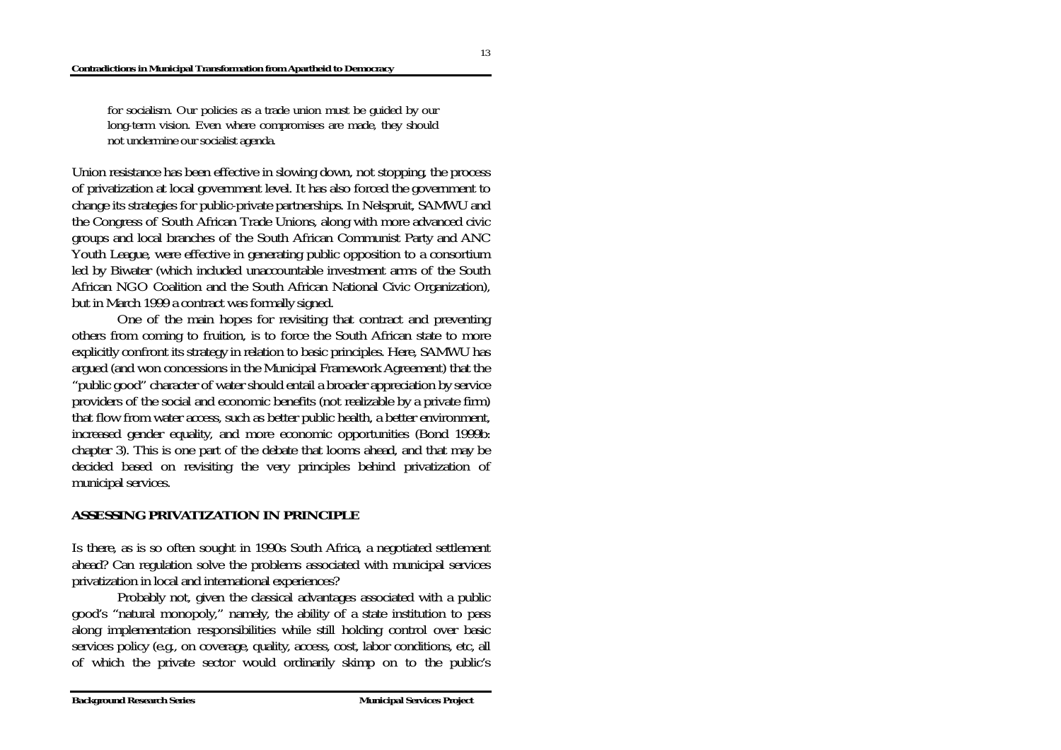> for socialism. Our policies as a trade union must be guided by our long-term vision. Even where compromises are made, they should not undermine our socialist agenda.

Union resistance has been effective in slowing down, not stopping, the process of privatization at local government level. It has also forced the government to change its strategies for public-private partnerships. In Nelspruit, SAMWU and the Congress of South African Trade Unions, along with more advanced civic groups and local branches of the South African Communist Party and ANC Youth League, were effective in generating public opposition to a consortium led by Biwater (which included unaccountable investment arms of the South African NGO Coalition and the South African National Civic Organization), but in March 1999 a contract was formally signed.

One of the main hopes for revisiting that contract and preventing others from coming to fruition, is to force the South African state to more explicitly confront its strategy in relation to basic principles. Here, SAMWU has argued (and won concessions in the Municipal Framework Agreement) that the "public good" character of water should entail a broader appreciation by service providers of the social and economic benefits (not realizable by a private firm) that flow from water access, such as better public health, a better environment, increased gender equality, and more economic opportunities (Bond 1999b: chapter 3). This is one part of the debate that looms ahead, and that may be decided based on revisiting the very principles behind privatization of municipal services.

## ASSESSING PRIVATIZATION IN PRINCIPLE

Is there, as is so often sought in 1990s South Africa, a negotiated settlement ahead? Can regulation solve the problems associated with municipal services privatization in local and international experiences?

Probably not, given the classical advantages associated with a public good's "natural monopoly," namely, the ability of a state institution to pass along implementation responsibilities while still holding control over basic services policy (e.g., on coverage, quality, access, cost, labor conditions, etc, all of which the private sector would ordinarily skimp on to the public's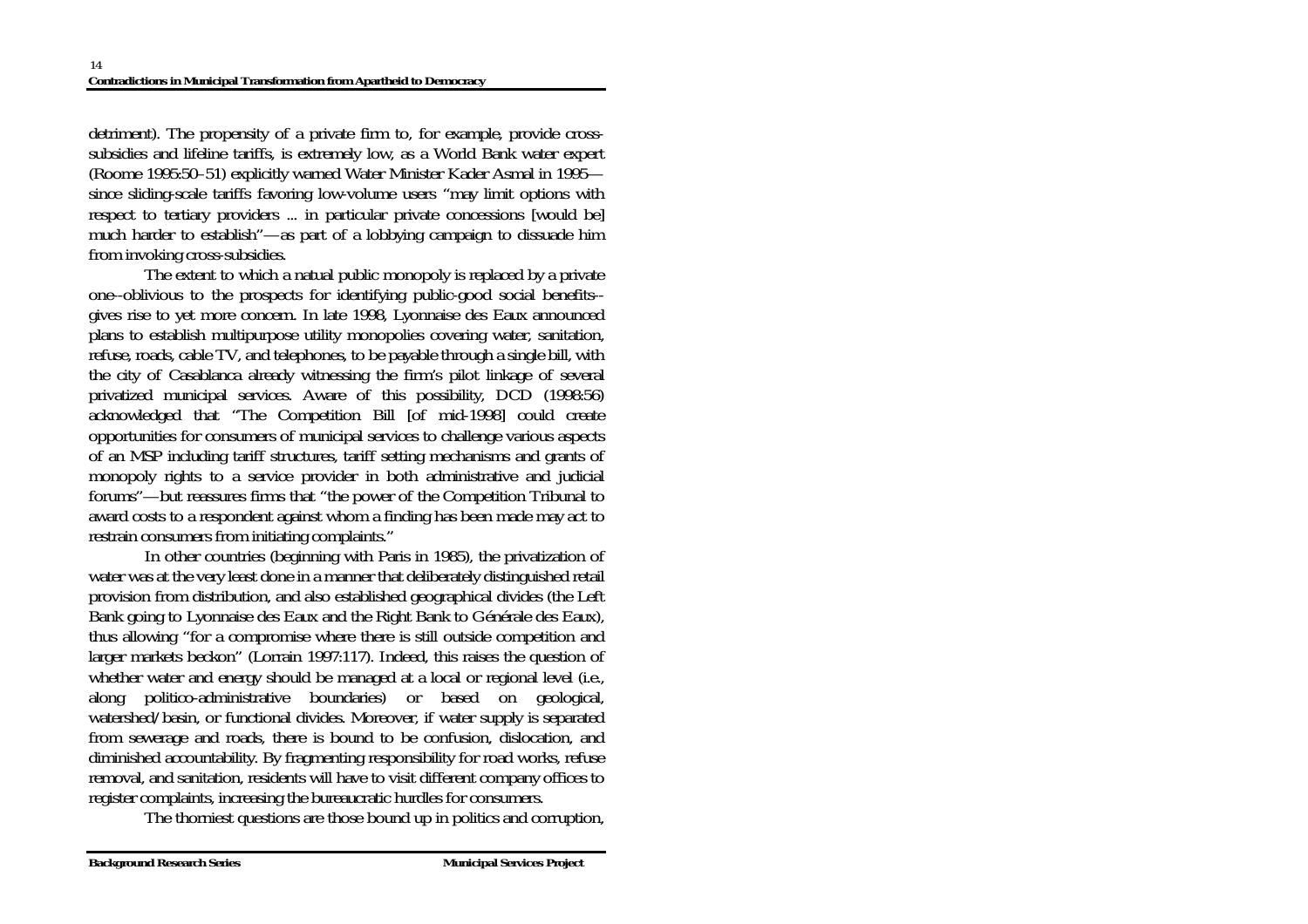detriment). The propensity of a private firm to, for example, provide cross-subsidies and lifeline tariffs, is extremely low, as a World Bank water expert (Roome 1995:50–51) explicitly warned Water Minister Kader Asmal in 1995—since sliding-scale tariffs favoring low-volume users "may limit options with respect to tertiary providers ... in particular private concessions [would be] much harder to establish"—as part of a lobbying campaign to dissuade him from invoking cross-subsidies.

The extent to which a natual public monopoly is replaced by a private one--oblivious to the prospects for identifying public-good social benefits--gives rise to yet more concern. In late 1998, Lyonnaise des Eaux announced plans to establish multipurpose utility monopolies covering water, sanitation, refuse, roads, cable TV, and telephones, to be payable through a single bill, with the city of Casablanca already witnessing the firm's pilot linkage of several privatized municipal services. Aware of this possibility, DCD (1998:56) acknowledged that "The Competition Bill [of mid-1998] could create opportunities for consumers of municipal services to challenge various aspects of an MSP including tariff structures, tariff setting mechanisms and grants of monopoly rights to a service provider in both administrative and judicial forums"—but reassures firms that "the power of the Competition Tribunal to award costs to a respondent against whom a finding has been made may act to restrain consumers from initiating complaints."

In other countries (beginning with Paris in 1985), the privatization of water was at the very least done in a manner that deliberately distinguished retail provision from distribution, and also established geographical divides (the Left Bank going to Lyonnaise des Eaux and the Right Bank to Générale des Eaux), thus allowing "for a compromise where there is still outside competition and larger markets beckon" (Lorrain 1997:117). Indeed, this raises the question of whether water and energy should be managed at a local or regional level (i.e., along politico-administrative boundaries) or based on geological, watershed/basin, or functional divides. Moreover, if water supply is separated from sewerage and roads, there is bound to be confusion, dislocation, and diminished accountability. By fragmenting responsibility for road works, refuse removal, and sanitation, residents will have to visit different company offices to register complaints, increasing the bureaucratic hurdles for consumers.

The thorniest questions are those bound up in politics and corruption,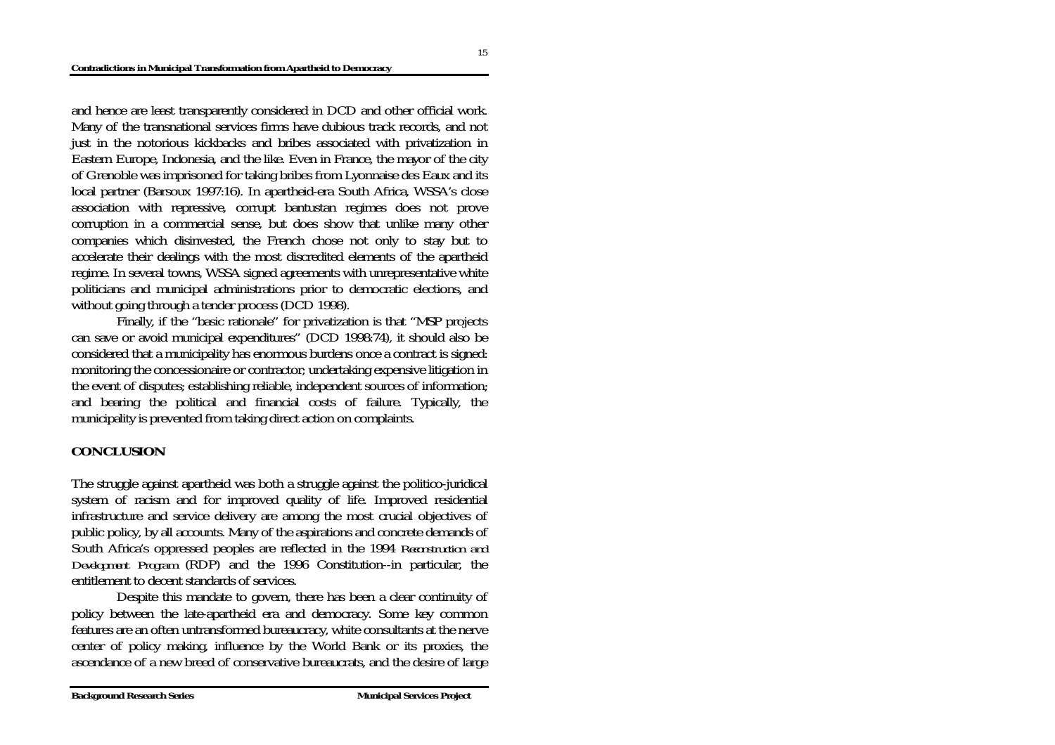and hence are least transparently considered in DCD and other official work. Many of the transnational services firms have dubious track records, and not just in the notorious kickbacks and bribes associated with privatization in Eastern Europe, Indonesia, and the like. Even in France, the mayor of the city of Grenoble was imprisoned for taking bribes from Lyonnaise des Eaux and its local partner (Barsoux 1997:16). In apartheid-era South Africa, WSSA's close association with repressive, corrupt bantustan regimes does not prove corruption in a commercial sense, but does show that unlike many other companies which disinvested, the French chose not only to stay but to accelerate their dealings with the most discredited elements of the apartheid regime. In several towns, WSSA signed agreements with unrepresentative white politicians and municipal administrations prior to democratic elections, and without going through a tender process (DCD 1998).

Finally, if the "basic rationale" for privatization is that "MSP projects can save or avoid municipal expenditures" (DCD 1998:74), it should also be considered that a municipality has enormous burdens once a contract is signed: monitoring the concessionaire or contractor; undertaking expensive litigation in the event of disputes; establishing reliable, independent sources of information; and bearing the political and financial costs of failure. Typically, the municipality is prevented from taking direct action on complaints.

## CONCLUSION

The struggle against apartheid was both a struggle against the politico-juridical system of racism and for improved quality of life. Improved residential infrastructure and service delivery are among the most crucial objectives of public policy, by all accounts. Many of the aspirations and concrete demands of South Africa's oppressed peoples are reflected in the 1994 *Reconstruction and Development Program* (RDP) and the 1996 Constitution--in particular, the entitlement to decent standards of services.

Despite this mandate to govern, there has been a clear continuity of policy between the late-apartheid era and democracy. Some key common features are an often untransformed bureaucracy, white consultants at the nerve center of policy making, influence by the World Bank or its proxies, the ascendance of a new breed of conservative bureaucrats, and the desire of large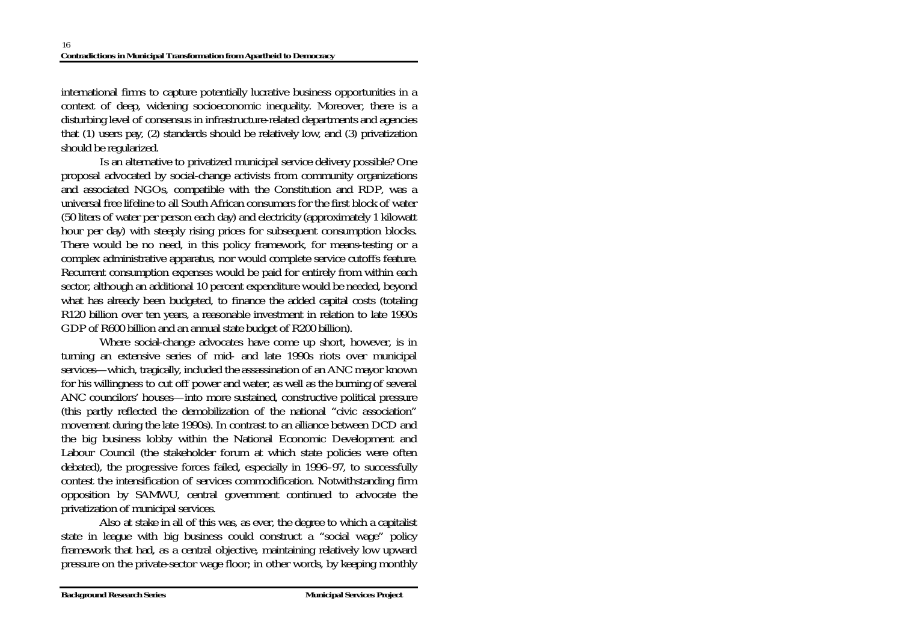international firms to capture potentially lucrative business opportunities in a context of deep, widening socioeconomic inequality. Moreover, there is a disturbing level of consensus in infrastructure-related departments and agencies that (1) users pay, (2) standards should be relatively low, and (3) privatization should be regularized.

Is an alternative to privatized municipal service delivery possible? One proposal advocated by social-change activists from community organizations and associated NGOs, compatible with the Constitution and RDP, was a universal free lifeline to all South African consumers for the first block of water (50 liters of water per person each day) and electricity (approximately 1 kilowatt hour per day) with steeply rising prices for subsequent consumption blocks. There would be no need, in this policy framework, for means-testing or a complex administrative apparatus, nor would complete service cutoffs feature. Recurrent consumption expenses would be paid for entirely from within each sector, although an additional 10 percent expenditure would be needed, beyond what has already been budgeted, to finance the added capital costs (totaling R120 billion over ten years, a reasonable investment in relation to late 1990s GDP of R600 billion and an annual state budget of R200 billion).

Where social-change advocates have come up short, however, is in turning an extensive series of mid- and late 1990s riots over municipal services—which, tragically, included the assassination of an ANC mayor known for his willingness to cut off power and water, as well as the burning of several ANC councilors' houses—into more sustained, constructive political pressure (this partly reflected the demobilization of the national "civic association" movement during the late 1990s). In contrast to an alliance between DCD and the big business lobby within the National Economic Development and Labour Council (the stakeholder forum at which state policies were often debated), the progressive forces failed, especially in 1996–97, to successfully contest the intensification of services commodification. Notwithstanding firm opposition by SAMWU, central government continued to advocate the privatization of municipal services.

Also at stake in all of this was, as ever, the degree to which a capitalist state in league with big business could construct a "social wage" policy framework that had, as a central objective, maintaining relatively low upward pressure on the private-sector wage floor; in other words, by keeping monthly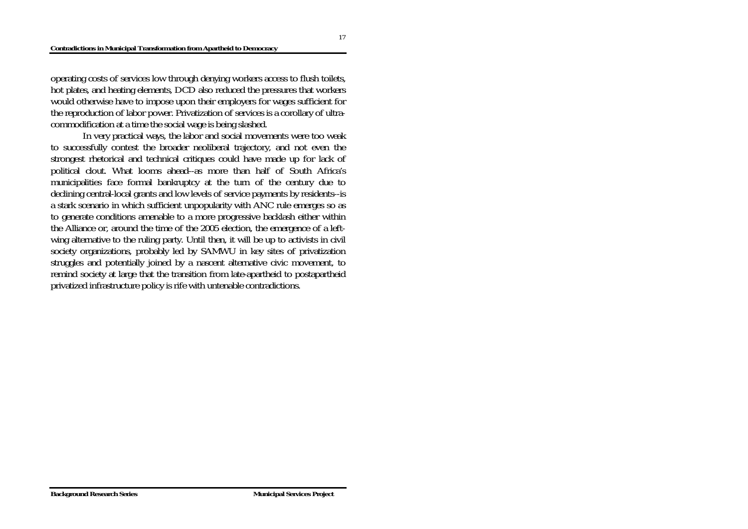operating costs of services low through denying workers access to flush toilets, hot plates, and heating elements, DCD also reduced the pressures that workers would otherwise have to impose upon their employers for wages sufficient for the reproduction of labor power. Privatization of services is a corollary of ultra-commodification at a time the social wage is being slashed.

In very practical ways, the labor and social movements were too weak to successfully contest the broader neoliberal trajectory, and not even the strongest rhetorical and technical critiques could have made up for lack of political clout. What looms ahead--as more than half of South Africa's municipalities face formal bankruptcy at the turn of the century due to declining central-local grants and low levels of service payments by residents--is a stark scenario in which sufficient unpopularity with ANC rule emerges so as to generate conditions amenable to a more progressive backlash either within the Alliance or, around the time of the 2005 election, the emergence of a left-wing alternative to the ruling party. Until then, it will be up to activists in civil society organizations, probably led by SAMWU in key sites of privatization struggles and potentially joined by a nascent alternative civic movement, to remind society at large that the transition from late-apartheid to postapartheid privatized infrastructure policy is rife with untenable contradictions.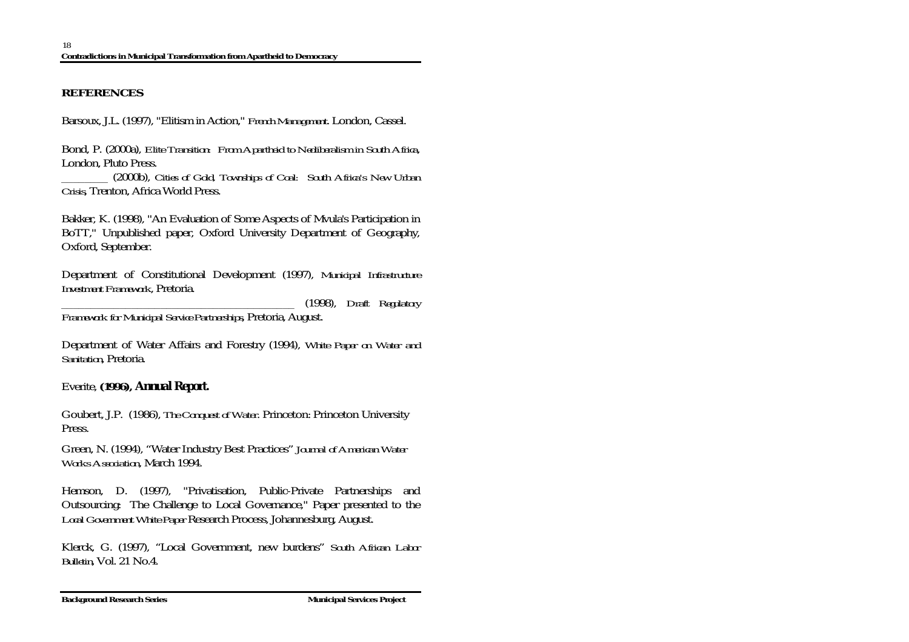## REFERENCES

Barsoux, J.L. (1997), "Elitism in Action," *French Management*. London, Cassel.

Bond, P. (2000a), *Elite Transition: From Apartheid to Neoliberalism in South Africa*, London, Pluto Press.

________ (2000b), *Cities of Gold, Townships of Coal: South Africa's New Urban Crisis*, Trenton, Africa World Press.

Bakker, K. (1998), "An Evaluation of Some Aspects of Mvula's Participation in BoTT," Unpublished paper, Oxford University Department of Geography, Oxford, September.

Department of Constitutional Development (1997), *Municipal Infrastructure Investment Framework*, Pretoria.

________________________________________ (1998), *Draft Regulatory Framework for Municipal Service Partnerships*, Pretoria, August.

Department of Water Affairs and Forestry (1994), *White Paper on Water and Sanitation*, Pretoria.

Everite, **(1996), Annual Report.**

Goubert, J.P. (1986), *The Conquest of Water*. Princeton: Princeton University Press.

Green, N. (1994), "Water Industry Best Practices" *Journal of American Water Works Association*, March 1994.

Hemson, D. (1997), "Privatisation, Public-Private Partnerships and Outsourcing: The Challenge to Local Governance," Paper presented to the *Local Government White Paper* Research Process, Johannesburg, August.

Klerck, G. (1997), "Local Government, new burdens" *South African Labor Bulletin*, Vol. 21 No.4.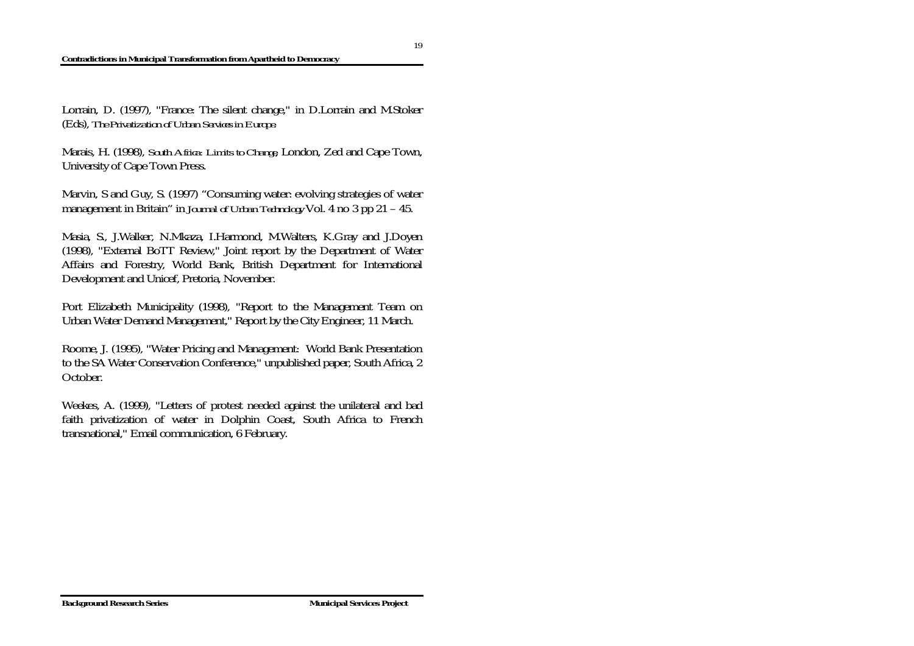Lorrain, D. (1997), "France: The silent change," in D.Lorrain and M.Stoker (Eds), *The Privatization of Urban Services in Europe.*

Marais, H. (1998), *South Africa: Limits to Change*, London, Zed and Cape Town, University of Cape Town Press.

Marvin, S and Guy, S. (1997) "Consuming water: evolving strategies of water management in Britain" in *Journal of Urban Technology* Vol. 4 no 3 pp 21 – 45.

Masia, S., J.Walker, N.Mkaza, I.Harmond, M.Walters, K.Gray and J.Doyen (1998), "External BoTT Review," Joint report by the Department of Water Affairs and Forestry, World Bank, British Department for International Development and Unicef, Pretoria, November.

Port Elizabeth Municipality (1998), "Report to the Management Team on Urban Water Demand Management," Report by the City Engineer, 11 March.

Roome, J. (1995), "Water Pricing and Management: World Bank Presentation to the SA Water Conservation Conference," unpublished paper, South Africa, 2 October.

Weekes, A. (1999), "Letters of protest needed against the unilateral and bad faith privatization of water in Dolphin Coast, South Africa to French transnational," Email communication, 6 February.